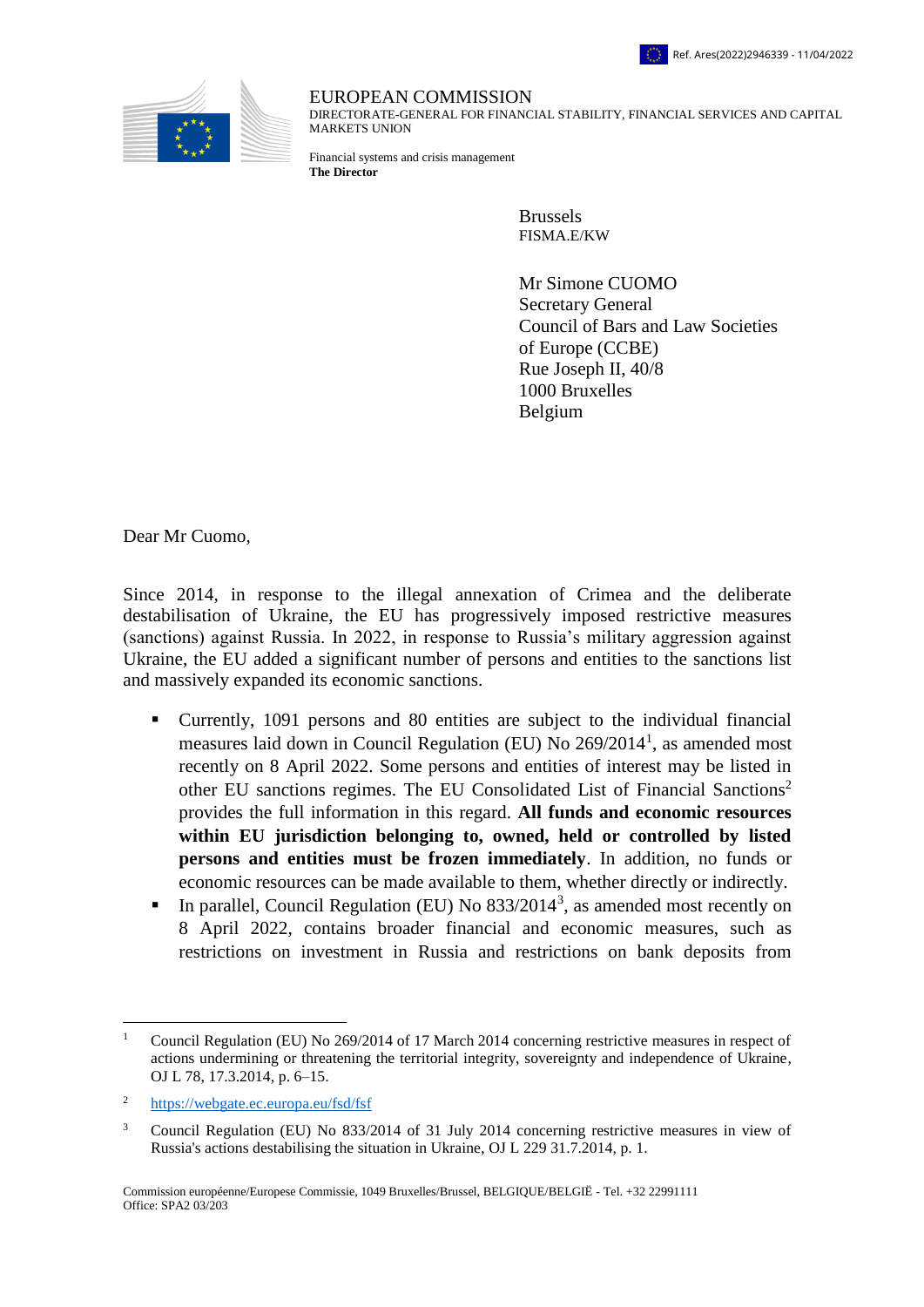Ref. Ares(2022)2946339 - 11/04/2022

EUROPEAN COMMISSION
DIRECTORATE-GENERAL FOR FINANCIAL STABILITY, FINANCIAL SERVICES AND CAPITAL MARKETS UNION

Financial systems and crisis management
**The Director**

Brussels
FISMA.E/KW

Mr Simone CUOMO
Secretary General
Council of Bars and Law Societies of Europe (CCBE)
Rue Joseph II, 40/8
1000 Bruxelles
Belgium

Dear Mr Cuomo,

Since 2014, in response to the illegal annexation of Crimea and the deliberate destabilisation of Ukraine, the EU has progressively imposed restrictive measures (sanctions) against Russia. In 2022, in response to Russia's military aggression against Ukraine, the EU added a significant number of persons and entities to the sanctions list and massively expanded its economic sanctions.

- Currently, 1091 persons and 80 entities are subject to the individual financial measures laid down in Council Regulation (EU) No 269/2014[1], as amended most recently on 8 April 2022. Some persons and entities of interest may be listed in other EU sanctions regimes. The EU Consolidated List of Financial Sanctions[2] provides the full information in this regard. **All funds and economic resources within EU jurisdiction belonging to, owned, held or controlled by listed persons and entities must be frozen immediately**. In addition, no funds or economic resources can be made available to them, whether directly or indirectly.
- In parallel, Council Regulation (EU) No 833/2014[3], as amended most recently on 8 April 2022, contains broader financial and economic measures, such as restrictions on investment in Russia and restrictions on bank deposits from

[1] Council Regulation (EU) No 269/2014 of 17 March 2014 concerning restrictive measures in respect of actions undermining or threatening the territorial integrity, sovereignty and independence of Ukraine, OJ L 78, 17.3.2014, p. 6–15.

[2] https://webgate.ec.europa.eu/fsd/fsf

[3] Council Regulation (EU) No 833/2014 of 31 July 2014 concerning restrictive measures in view of Russia's actions destabilising the situation in Ukraine, OJ L 229 31.7.2014, p. 1.

Commission européenne/Europese Commissie, 1049 Bruxelles/Brussel, BELGIQUE/BELGIË - Tel. +32 22991111
Office: SPA2 03/203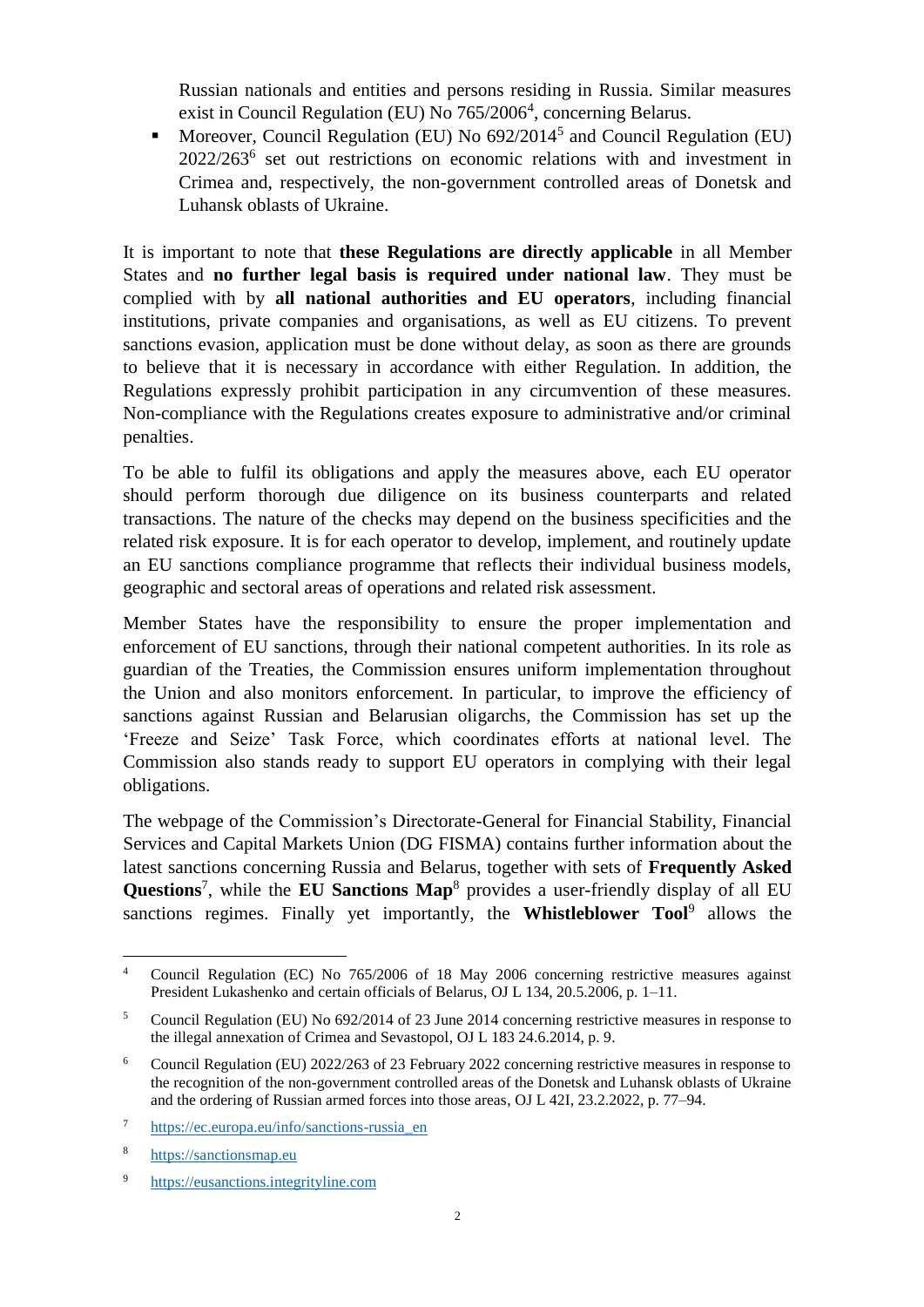Russian nationals and entities and persons residing in Russia. Similar measures exist in Council Regulation (EU) No 765/2006[4], concerning Belarus.

- Moreover, Council Regulation (EU) No 692/2014[5] and Council Regulation (EU) 2022/263[6] set out restrictions on economic relations with and investment in Crimea and, respectively, the non-government controlled areas of Donetsk and Luhansk oblasts of Ukraine.

It is important to note that **these Regulations are directly applicable** in all Member States and **no further legal basis is required under national law**. They must be complied with by **all national authorities and EU operators**, including financial institutions, private companies and organisations, as well as EU citizens. To prevent sanctions evasion, application must be done without delay, as soon as there are grounds to believe that it is necessary in accordance with either Regulation. In addition, the Regulations expressly prohibit participation in any circumvention of these measures. Non-compliance with the Regulations creates exposure to administrative and/or criminal penalties.

To be able to fulfil its obligations and apply the measures above, each EU operator should perform thorough due diligence on its business counterparts and related transactions. The nature of the checks may depend on the business specificities and the related risk exposure. It is for each operator to develop, implement, and routinely update an EU sanctions compliance programme that reflects their individual business models, geographic and sectoral areas of operations and related risk assessment.

Member States have the responsibility to ensure the proper implementation and enforcement of EU sanctions, through their national competent authorities. In its role as guardian of the Treaties, the Commission ensures uniform implementation throughout the Union and also monitors enforcement. In particular, to improve the efficiency of sanctions against Russian and Belarusian oligarchs, the Commission has set up the 'Freeze and Seize' Task Force, which coordinates efforts at national level. The Commission also stands ready to support EU operators in complying with their legal obligations.

The webpage of the Commission's Directorate-General for Financial Stability, Financial Services and Capital Markets Union (DG FISMA) contains further information about the latest sanctions concerning Russia and Belarus, together with sets of **Frequently Asked Questions**[7], while the **EU Sanctions Map**[8] provides a user-friendly display of all EU sanctions regimes. Finally yet importantly, the **Whistleblower Tool**[9] allows the

---

[4] Council Regulation (EC) No 765/2006 of 18 May 2006 concerning restrictive measures against President Lukashenko and certain officials of Belarus, OJ L 134, 20.5.2006, p. 1–11.

[5] Council Regulation (EU) No 692/2014 of 23 June 2014 concerning restrictive measures in response to the illegal annexation of Crimea and Sevastopol, OJ L 183 24.6.2014, p. 9.

[6] Council Regulation (EU) 2022/263 of 23 February 2022 concerning restrictive measures in response to the recognition of the non-government controlled areas of the Donetsk and Luhansk oblasts of Ukraine and the ordering of Russian armed forces into those areas, OJ L 42I, 23.2.2022, p. 77–94.

[7] https://ec.europa.eu/info/sanctions-russia_en

[8] https://sanctionsmap.eu

[9] https://eusanctions.integrityline.com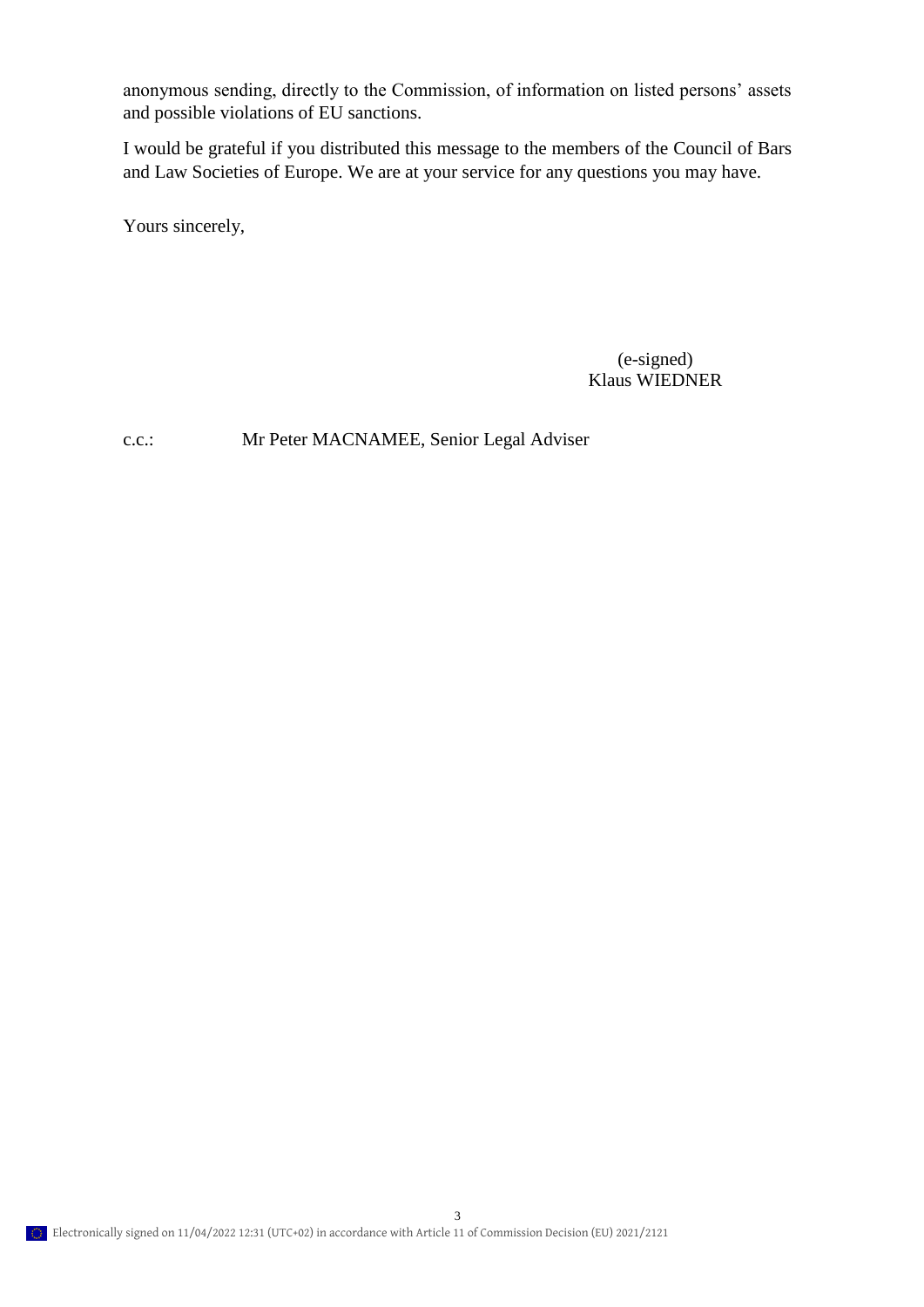anonymous sending, directly to the Commission, of information on listed persons' assets and possible violations of EU sanctions.

I would be grateful if you distributed this message to the members of the Council of Bars and Law Societies of Europe. We are at your service for any questions you may have.

Yours sincerely,

(e-signed)
Klaus WIEDNER

c.c.: Mr Peter MACNAMEE, Senior Legal Adviser

Electronically signed on 11/04/2022 12:31 (UTC+02) in accordance with Article 11 of Commission Decision (EU) 2021/2121